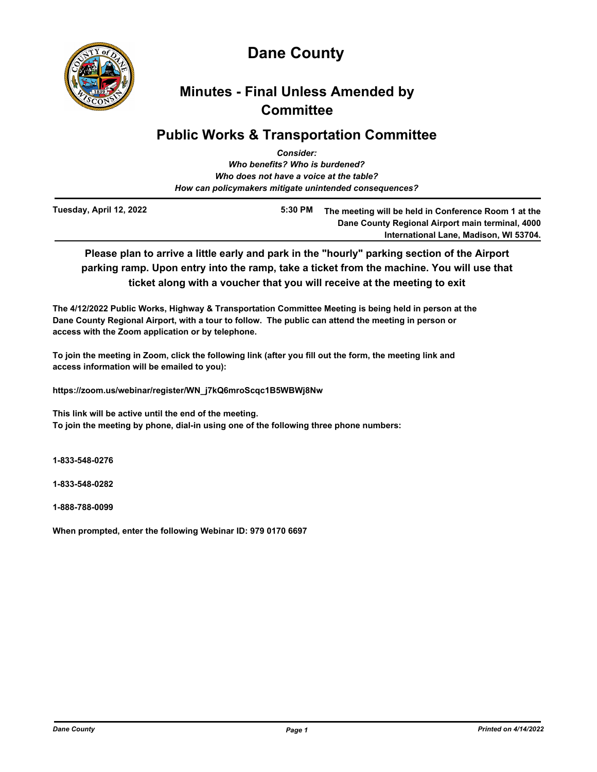# Dane County

## Minutes - Final Unless Amended by Committee

## Public Works & Transportation Committee

*Consider:*
*Who benefits? Who is burdened?*
*Who does not have a voice at the table?*
*How can policymakers mitigate unintended consequences?*

**Tuesday, April 12, 2022** | **5:30 PM** | **The meeting will be held in Conference Room 1 at the Dane County Regional Airport main terminal, 4000 International Lane, Madison, WI 53704.**

**Please plan to arrive a little early and park in the "hourly" parking section of the Airport parking ramp. Upon entry into the ramp, take a ticket from the machine. You will use that ticket along with a voucher that you will receive at the meeting to exit**

**The 4/12/2022 Public Works, Highway & Transportation Committee Meeting is being held in person at the Dane County Regional Airport, with a tour to follow. The public can attend the meeting in person or access with the Zoom application or by telephone.**

**To join the meeting in Zoom, click the following link (after you fill out the form, the meeting link and access information will be emailed to you):**

**https://zoom.us/webinar/register/WN_j7kQ6mroScqc1B5WBWj8Nw**

**This link will be active until the end of the meeting.**
**To join the meeting by phone, dial-in using one of the following three phone numbers:**

**1-833-548-0276**

**1-833-548-0282**

**1-888-788-0099**

**When prompted, enter the following Webinar ID: 979 0170 6697**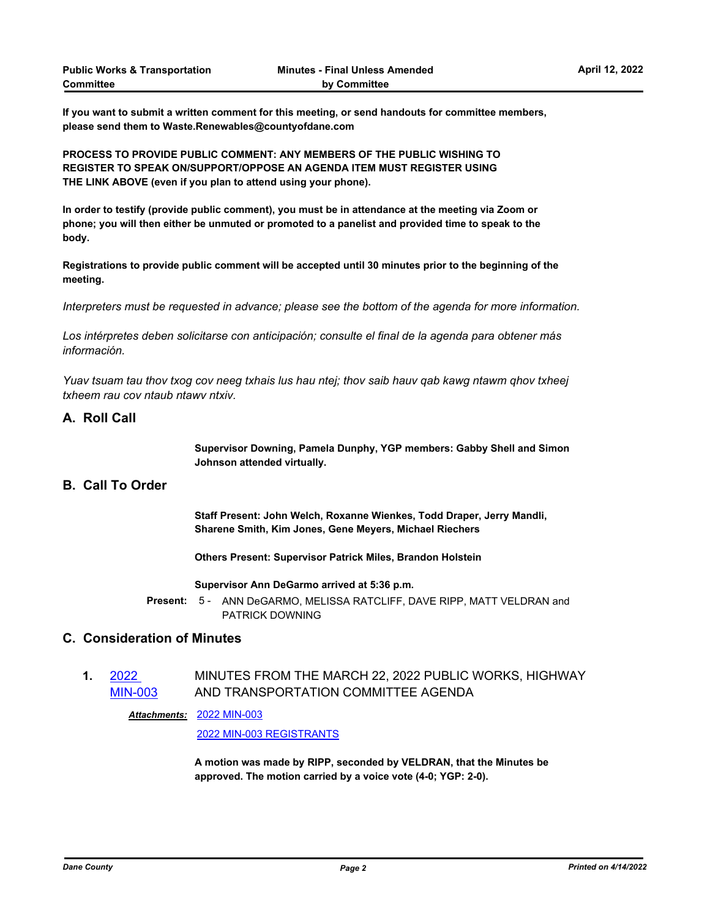**If you want to submit a written comment for this meeting, or send handouts for committee members, please send them to Waste.Renewables@countyofdane.com**

**PROCESS TO PROVIDE PUBLIC COMMENT: ANY MEMBERS OF THE PUBLIC WISHING TO REGISTER TO SPEAK ON/SUPPORT/OPPOSE AN AGENDA ITEM MUST REGISTER USING THE LINK ABOVE (even if you plan to attend using your phone).**

**In order to testify (provide public comment), you must be in attendance at the meeting via Zoom or phone; you will then either be unmuted or promoted to a panelist and provided time to speak to the body.**

**Registrations to provide public comment will be accepted until 30 minutes prior to the beginning of the meeting.**

*Interpreters must be requested in advance; please see the bottom of the agenda for more information.*

*Los intérpretes deben solicitarse con anticipación; consulte el final de la agenda para obtener más información.*

*Yuav tsuam tau thov txog cov neeg txhais lus hau ntej; thov saib hauv qab kawg ntawm qhov txheej txheem rau cov ntaub ntawv ntxiv.*

## A. Roll Call

**Supervisor Downing, Pamela Dunphy, YGP members: Gabby Shell and Simon Johnson attended virtually.**

## B. Call To Order

**Staff Present: John Welch, Roxanne Wienkes, Todd Draper, Jerry Mandli, Sharene Smith, Kim Jones, Gene Meyers, Michael Riechers**

**Others Present: Supervisor Patrick Miles, Brandon Holstein**

**Supervisor Ann DeGarmo arrived at 5:36 p.m.**

**Present:** 5 - ANN DeGARMO, MELISSA RATCLIFF, DAVE RIPP, MATT VELDRAN and PATRICK DOWNING

## C. Consideration of Minutes

**1.** 2022 MIN-003 — MINUTES FROM THE MARCH 22, 2022 PUBLIC WORKS, HIGHWAY AND TRANSPORTATION COMMITTEE AGENDA

***Attachments:*** 2022 MIN-003
2022 MIN-003 REGISTRANTS

**A motion was made by RIPP, seconded by VELDRAN, that the Minutes be approved. The motion carried by a voice vote (4-0; YGP: 2-0).**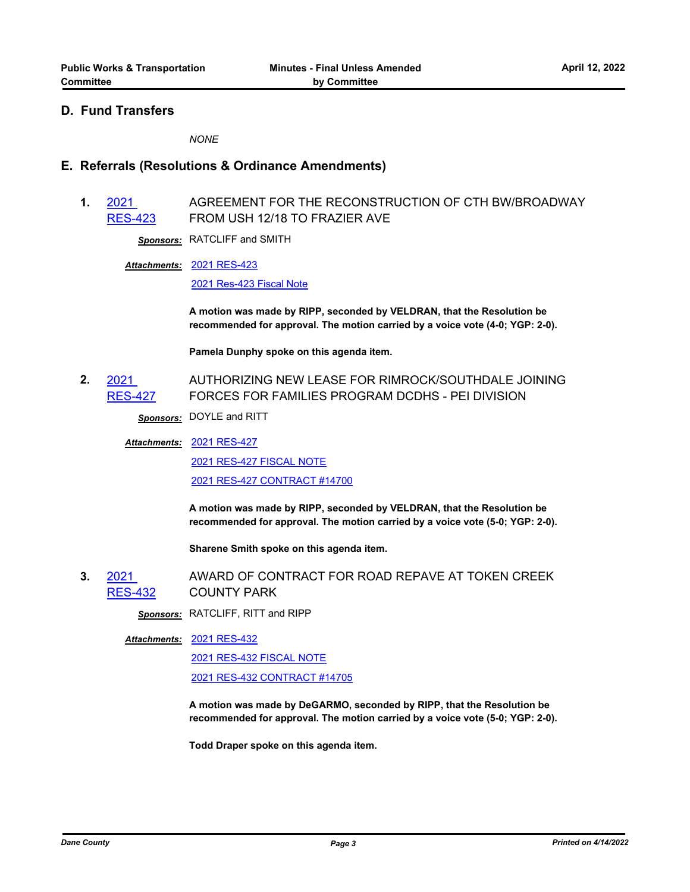## D. Fund Transfers

*NONE*

## E. Referrals (Resolutions & Ordinance Amendments)

**1.** 2021 RES-423 — AGREEMENT FOR THE RECONSTRUCTION OF CTH BW/BROADWAY FROM USH 12/18 TO FRAZIER AVE

***Sponsors:*** RATCLIFF and SMITH

***Attachments:*** 2021 RES-423
2021 Res-423 Fiscal Note

**A motion was made by RIPP, seconded by VELDRAN, that the Resolution be recommended for approval. The motion carried by a voice vote (4-0; YGP: 2-0).**

**Pamela Dunphy spoke on this agenda item.**

**2.** 2021 RES-427 — AUTHORIZING NEW LEASE FOR RIMROCK/SOUTHDALE JOINING FORCES FOR FAMILIES PROGRAM DCDHS - PEI DIVISION

***Sponsors:*** DOYLE and RITT

***Attachments:*** 2021 RES-427
2021 RES-427 FISCAL NOTE
2021 RES-427 CONTRACT #14700

**A motion was made by RIPP, seconded by VELDRAN, that the Resolution be recommended for approval. The motion carried by a voice vote (5-0; YGP: 2-0).**

**Sharene Smith spoke on this agenda item.**

**3.** 2021 RES-432 — AWARD OF CONTRACT FOR ROAD REPAVE AT TOKEN CREEK COUNTY PARK

***Sponsors:*** RATCLIFF, RITT and RIPP

***Attachments:*** 2021 RES-432
2021 RES-432 FISCAL NOTE
2021 RES-432 CONTRACT #14705

**A motion was made by DeGARMO, seconded by RIPP, that the Resolution be recommended for approval. The motion carried by a voice vote (5-0; YGP: 2-0).**

**Todd Draper spoke on this agenda item.**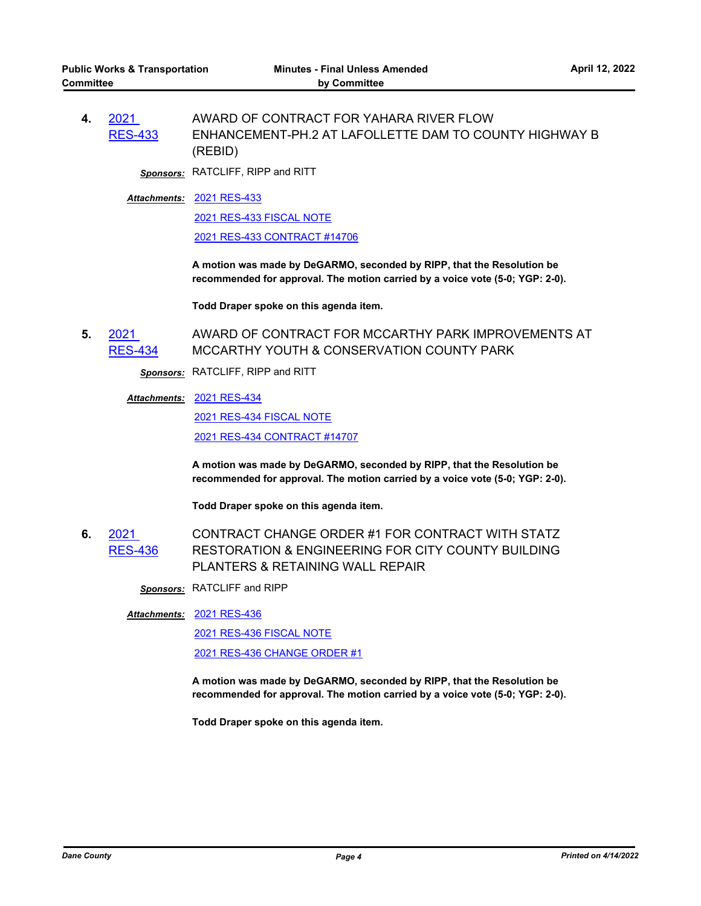**4.** 2021 RES-433 AWARD OF CONTRACT FOR YAHARA RIVER FLOW ENHANCEMENT-PH.2 AT LAFOLLETTE DAM TO COUNTY HIGHWAY B (REBID)

***Sponsors:*** RATCLIFF, RIPP and RITT

***Attachments:*** 2021 RES-433
2021 RES-433 FISCAL NOTE
2021 RES-433 CONTRACT #14706

**A motion was made by DeGARMO, seconded by RIPP, that the Resolution be recommended for approval. The motion carried by a voice vote (5-0; YGP: 2-0).**

**Todd Draper spoke on this agenda item.**

**5.** 2021 RES-434 AWARD OF CONTRACT FOR MCCARTHY PARK IMPROVEMENTS AT MCCARTHY YOUTH & CONSERVATION COUNTY PARK

***Sponsors:*** RATCLIFF, RIPP and RITT

***Attachments:*** 2021 RES-434
2021 RES-434 FISCAL NOTE
2021 RES-434 CONTRACT #14707

**A motion was made by DeGARMO, seconded by RIPP, that the Resolution be recommended for approval. The motion carried by a voice vote (5-0; YGP: 2-0).**

**Todd Draper spoke on this agenda item.**

**6.** 2021 RES-436 CONTRACT CHANGE ORDER #1 FOR CONTRACT WITH STATZ RESTORATION & ENGINEERING FOR CITY COUNTY BUILDING PLANTERS & RETAINING WALL REPAIR

***Sponsors:*** RATCLIFF and RIPP

***Attachments:*** 2021 RES-436
2021 RES-436 FISCAL NOTE
2021 RES-436 CHANGE ORDER #1

**A motion was made by DeGARMO, seconded by RIPP, that the Resolution be recommended for approval. The motion carried by a voice vote (5-0; YGP: 2-0).**

**Todd Draper spoke on this agenda item.**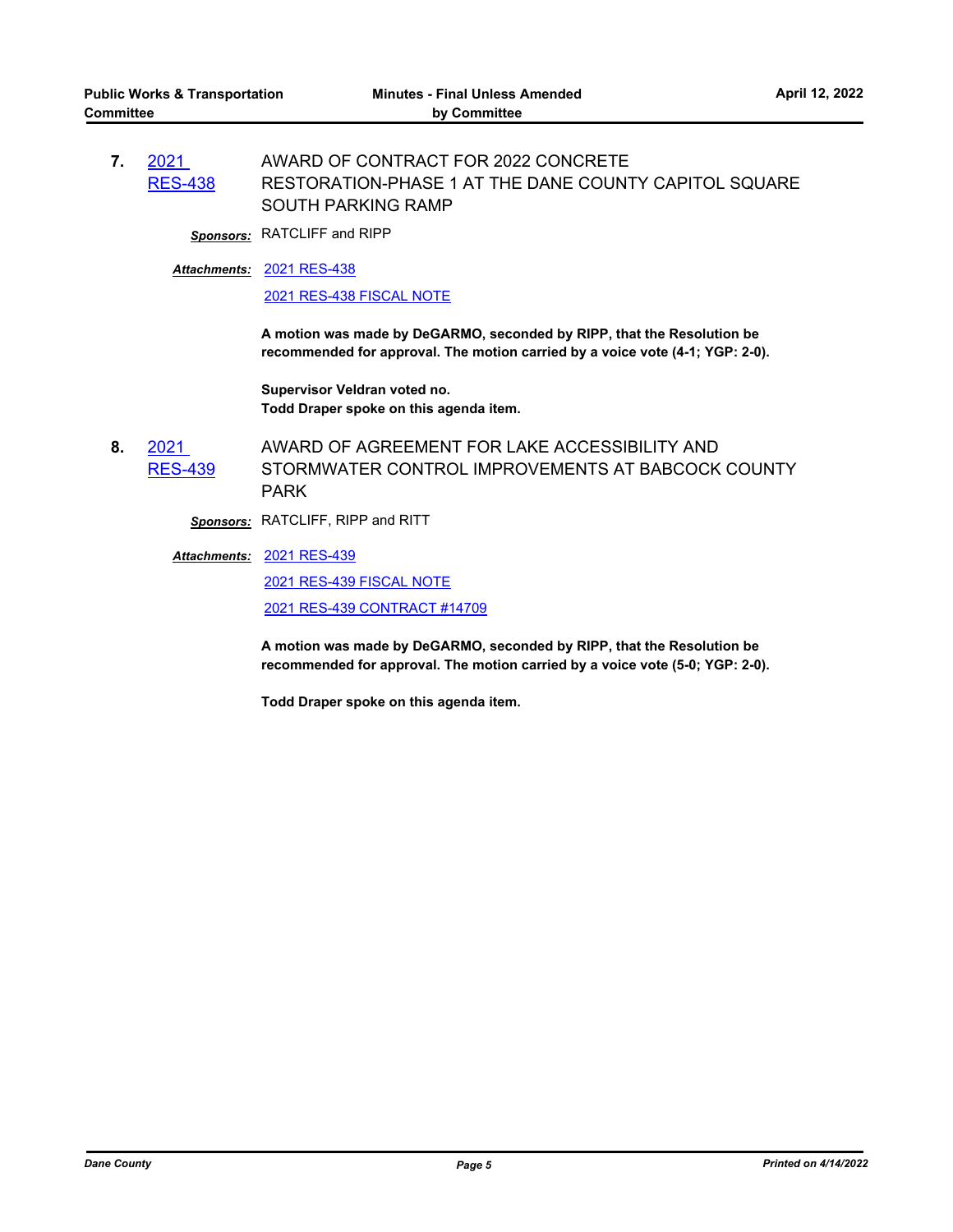**7.** 2021 RES-438 AWARD OF CONTRACT FOR 2022 CONCRETE RESTORATION-PHASE 1 AT THE DANE COUNTY CAPITOL SQUARE SOUTH PARKING RAMP

***Sponsors:*** RATCLIFF and RIPP

***Attachments:*** 2021 RES-438

2021 RES-438 FISCAL NOTE

**A motion was made by DeGARMO, seconded by RIPP, that the Resolution be recommended for approval. The motion carried by a voice vote (4-1; YGP: 2-0).**

**Supervisor Veldran voted no.**
**Todd Draper spoke on this agenda item.**

**8.** 2021 RES-439 AWARD OF AGREEMENT FOR LAKE ACCESSIBILITY AND STORMWATER CONTROL IMPROVEMENTS AT BABCOCK COUNTY PARK

***Sponsors:*** RATCLIFF, RIPP and RITT

***Attachments:*** 2021 RES-439

2021 RES-439 FISCAL NOTE

2021 RES-439 CONTRACT #14709

**A motion was made by DeGARMO, seconded by RIPP, that the Resolution be recommended for approval. The motion carried by a voice vote (5-0; YGP: 2-0).**

**Todd Draper spoke on this agenda item.**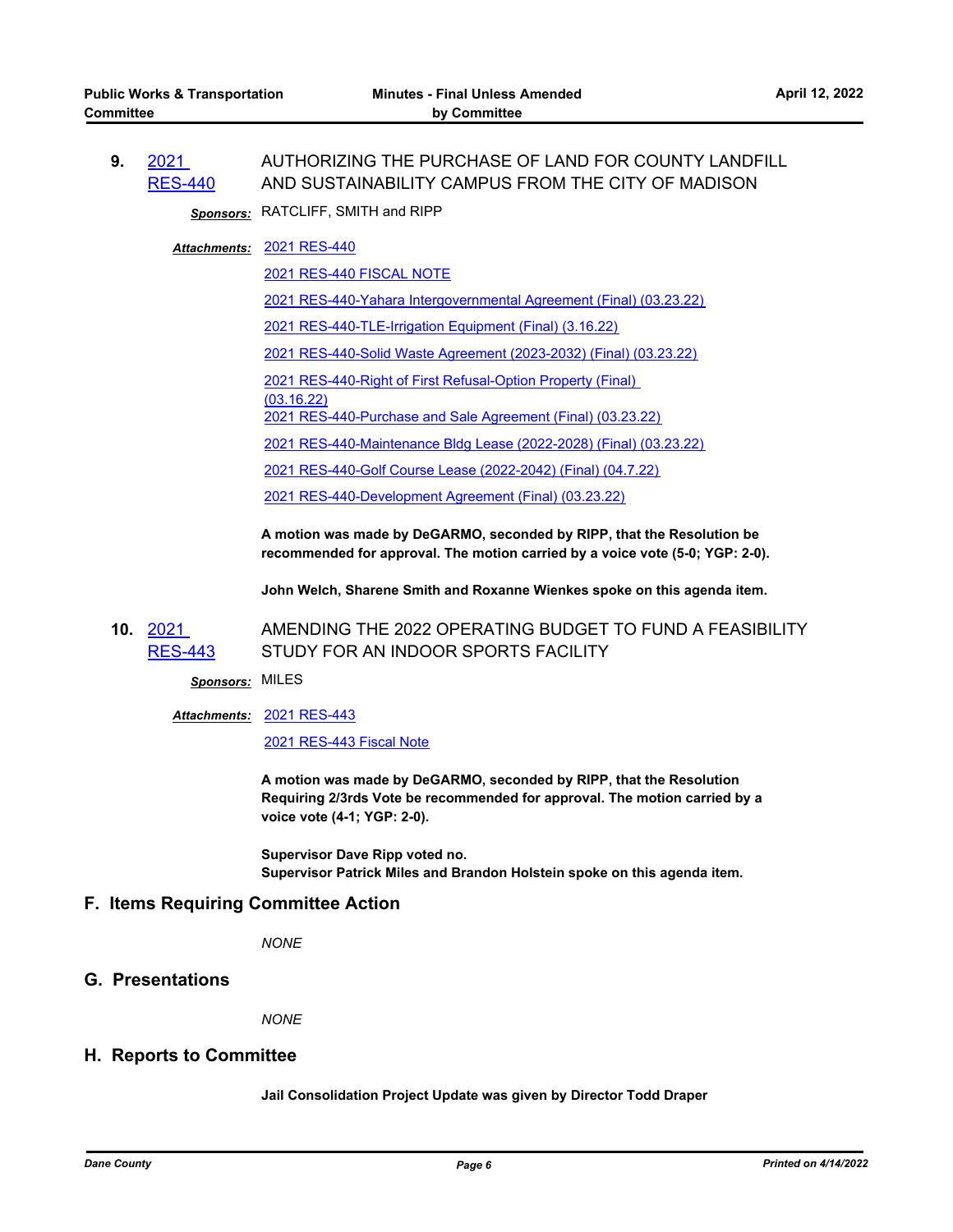**9.** 2021 RES-440 — AUTHORIZING THE PURCHASE OF LAND FOR COUNTY LANDFILL AND SUSTAINABILITY CAMPUS FROM THE CITY OF MADISON

***Sponsors:*** RATCLIFF, SMITH and RIPP

***Attachments:*** 2021 RES-440

2021 RES-440 FISCAL NOTE

2021 RES-440-Yahara Intergovernmental Agreement (Final) (03.23.22)

2021 RES-440-TLE-Irrigation Equipment (Final) (3.16.22)

2021 RES-440-Solid Waste Agreement (2023-2032) (Final) (03.23.22)

2021 RES-440-Right of First Refusal-Option Property (Final) (03.16.22)

2021 RES-440-Purchase and Sale Agreement (Final) (03.23.22)

2021 RES-440-Maintenance Bldg Lease (2022-2028) (Final) (03.23.22)

2021 RES-440-Golf Course Lease (2022-2042) (Final) (04.7.22)

2021 RES-440-Development Agreement (Final) (03.23.22)

**A motion was made by DeGARMO, seconded by RIPP, that the Resolution be recommended for approval. The motion carried by a voice vote (5-0; YGP: 2-0).**

**John Welch, Sharene Smith and Roxanne Wienkes spoke on this agenda item.**

**10.** 2021 RES-443 — AMENDING THE 2022 OPERATING BUDGET TO FUND A FEASIBILITY STUDY FOR AN INDOOR SPORTS FACILITY

***Sponsors:*** MILES

***Attachments:*** 2021 RES-443

2021 RES-443 Fiscal Note

**A motion was made by DeGARMO, seconded by RIPP, that the Resolution Requiring 2/3rds Vote be recommended for approval. The motion carried by a voice vote (4-1; YGP: 2-0).**

**Supervisor Dave Ripp voted no.**
**Supervisor Patrick Miles and Brandon Holstein spoke on this agenda item.**

## F. Items Requiring Committee Action

*NONE*

## G. Presentations

*NONE*

## H. Reports to Committee

**Jail Consolidation Project Update was given by Director Todd Draper**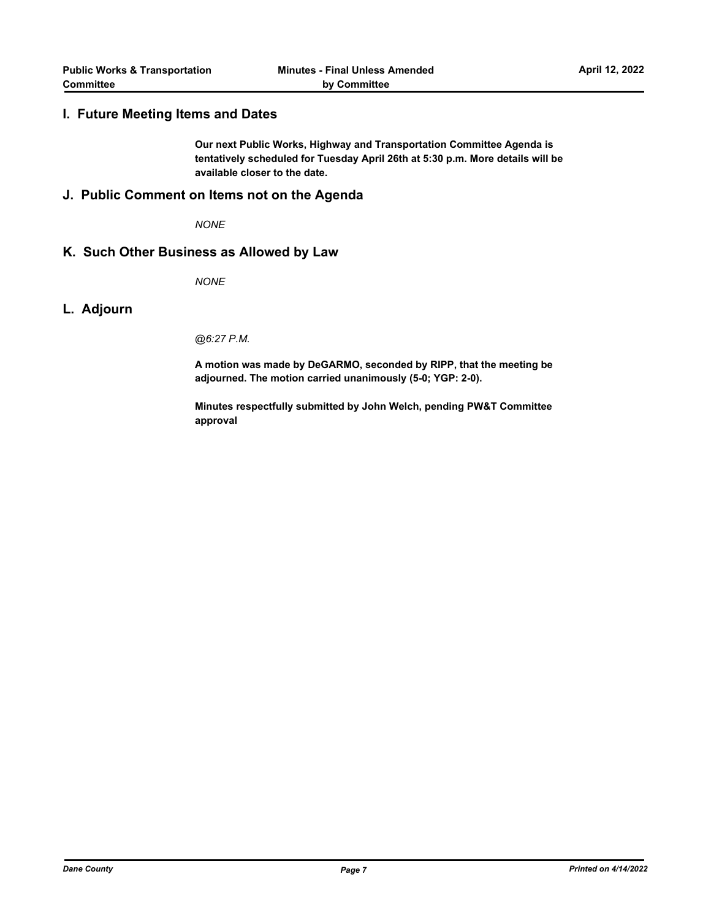## I. Future Meeting Items and Dates

**Our next Public Works, Highway and Transportation Committee Agenda is tentatively scheduled for Tuesday April 26th at 5:30 p.m. More details will be available closer to the date.**

## J. Public Comment on Items not on the Agenda

*NONE*

## K. Such Other Business as Allowed by Law

*NONE*

## L. Adjourn

*@6:27 P.M.*

**A motion was made by DeGARMO, seconded by RIPP, that the meeting be adjourned. The motion carried unanimously (5-0; YGP: 2-0).**

**Minutes respectfully submitted by John Welch, pending PW&T Committee approval**